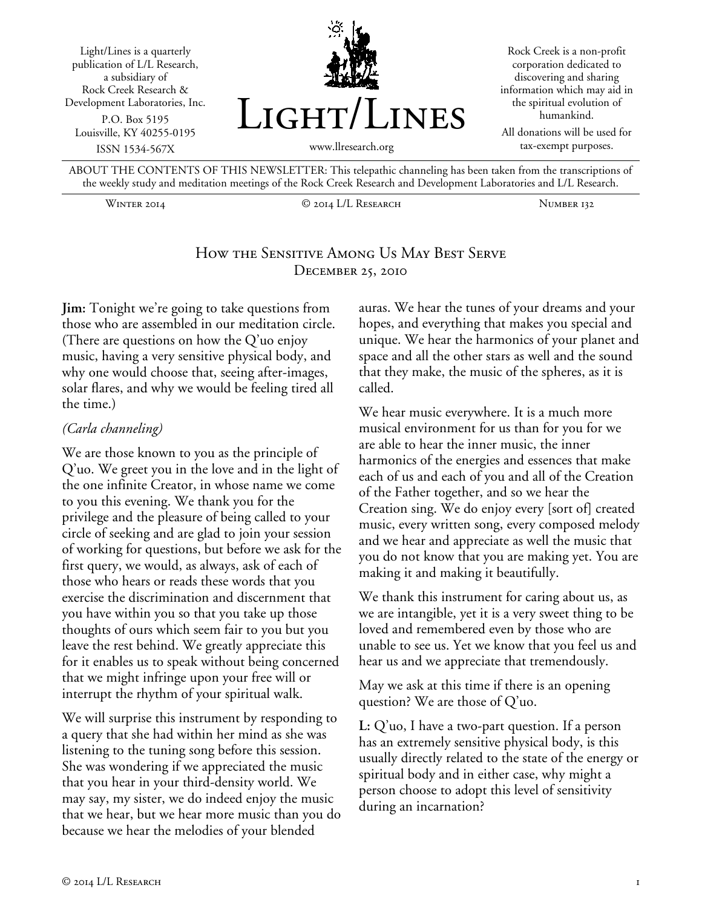Light/Lines is a quarterly publication of L/L Research, a subsidiary of Rock Creek Research & Development Laboratories, Inc.
P.O. Box 5195
Louisville, KY 40255-0195
ISSN 1534-567X

# Light/Lines

www.llresearch.org

Rock Creek is a non-profit corporation dedicated to discovering and sharing information which may aid in the spiritual evolution of humankind.

All donations will be used for tax-exempt purposes.

ABOUT THE CONTENTS OF THIS NEWSLETTER: This telepathic channeling has been taken from the transcriptions of the weekly study and meditation meetings of the Rock Creek Research and Development Laboratories and L/L Research.

Winter 2014 | © 2014 L/L Research | Number 132

## How the Sensitive Among Us May Best Serve
### December 25, 2010

**Jim:** Tonight we're going to take questions from those who are assembled in our meditation circle. (There are questions on how the Q'uo enjoy music, having a very sensitive physical body, and why one would choose that, seeing after-images, solar flares, and why we would be feeling tired all the time.)

*(Carla channeling)*

We are those known to you as the principle of Q'uo. We greet you in the love and in the light of the one infinite Creator, in whose name we come to you this evening. We thank you for the privilege and the pleasure of being called to your circle of seeking and are glad to join your session of working for questions, but before we ask for the first query, we would, as always, ask of each of those who hears or reads these words that you exercise the discrimination and discernment that you have within you so that you take up those thoughts of ours which seem fair to you but you leave the rest behind. We greatly appreciate this for it enables us to speak without being concerned that we might infringe upon your free will or interrupt the rhythm of your spiritual walk.

We will surprise this instrument by responding to a query that she had within her mind as she was listening to the tuning song before this session. She was wondering if we appreciated the music that you hear in your third-density world. We may say, my sister, we do indeed enjoy the music that we hear, but we hear more music than you do because we hear the melodies of your blended auras. We hear the tunes of your dreams and your hopes, and everything that makes you special and unique. We hear the harmonics of your planet and space and all the other stars as well and the sound that they make, the music of the spheres, as it is called.

We hear music everywhere. It is a much more musical environment for us than for you for we are able to hear the inner music, the inner harmonics of the energies and essences that make each of us and each of you and all of the Creation of the Father together, and so we hear the Creation sing. We do enjoy every [sort of] created music, every written song, every composed melody and we hear and appreciate as well the music that you do not know that you are making yet. You are making it and making it beautifully.

We thank this instrument for caring about us, as we are intangible, yet it is a very sweet thing to be loved and remembered even by those who are unable to see us. Yet we know that you feel us and hear us and we appreciate that tremendously.

May we ask at this time if there is an opening question? We are those of Q'uo.

**L:** Q'uo, I have a two-part question. If a person has an extremely sensitive physical body, is this usually directly related to the state of the energy or spiritual body and in either case, why might a person choose to adopt this level of sensitivity during an incarnation?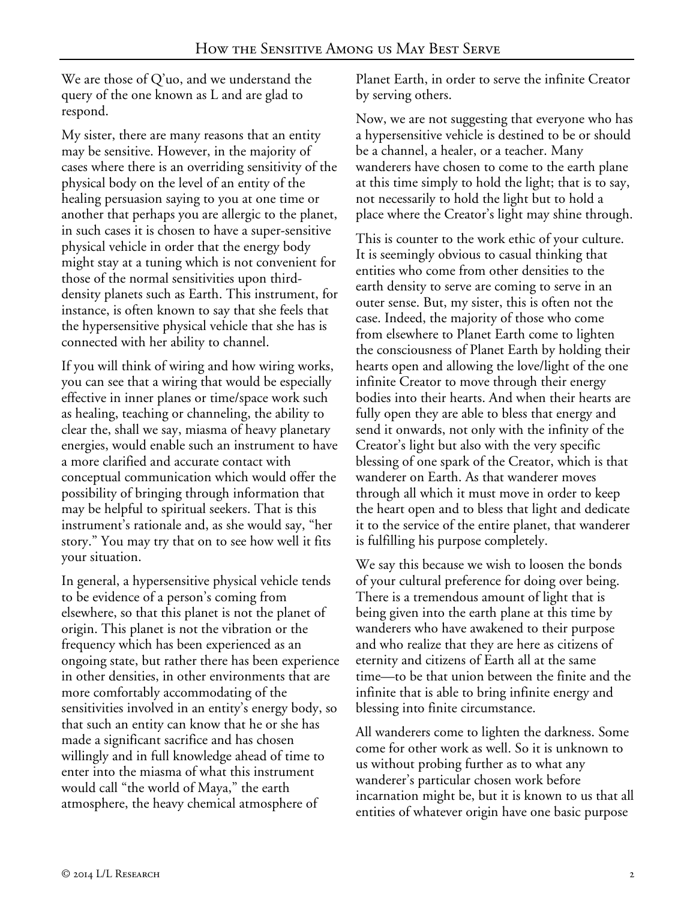We are those of Q'uo, and we understand the query of the one known as L and are glad to respond.

My sister, there are many reasons that an entity may be sensitive. However, in the majority of cases where there is an overriding sensitivity of the physical body on the level of an entity of the healing persuasion saying to you at one time or another that perhaps you are allergic to the planet, in such cases it is chosen to have a super-sensitive physical vehicle in order that the energy body might stay at a tuning which is not convenient for those of the normal sensitivities upon third-density planets such as Earth. This instrument, for instance, is often known to say that she feels that the hypersensitive physical vehicle that she has is connected with her ability to channel.

If you will think of wiring and how wiring works, you can see that a wiring that would be especially effective in inner planes or time/space work such as healing, teaching or channeling, the ability to clear the, shall we say, miasma of heavy planetary energies, would enable such an instrument to have a more clarified and accurate contact with conceptual communication which would offer the possibility of bringing through information that may be helpful to spiritual seekers. That is this instrument's rationale and, as she would say, "her story." You may try that on to see how well it fits your situation.

In general, a hypersensitive physical vehicle tends to be evidence of a person's coming from elsewhere, so that this planet is not the planet of origin. This planet is not the vibration or the frequency which has been experienced as an ongoing state, but rather there has been experience in other densities, in other environments that are more comfortably accommodating of the sensitivities involved in an entity's energy body, so that such an entity can know that he or she has made a significant sacrifice and has chosen willingly and in full knowledge ahead of time to enter into the miasma of what this instrument would call "the world of Maya," the earth atmosphere, the heavy chemical atmosphere of Planet Earth, in order to serve the infinite Creator by serving others.

Now, we are not suggesting that everyone who has a hypersensitive vehicle is destined to be or should be a channel, a healer, or a teacher. Many wanderers have chosen to come to the earth plane at this time simply to hold the light; that is to say, not necessarily to hold the light but to hold a place where the Creator's light may shine through.

This is counter to the work ethic of your culture. It is seemingly obvious to casual thinking that entities who come from other densities to the earth density to serve are coming to serve in an outer sense. But, my sister, this is often not the case. Indeed, the majority of those who come from elsewhere to Planet Earth come to lighten the consciousness of Planet Earth by holding their hearts open and allowing the love/light of the one infinite Creator to move through their energy bodies into their hearts. And when their hearts are fully open they are able to bless that energy and send it onwards, not only with the infinity of the Creator's light but also with the very specific blessing of one spark of the Creator, which is that wanderer on Earth. As that wanderer moves through all which it must move in order to keep the heart open and to bless that light and dedicate it to the service of the entire planet, that wanderer is fulfilling his purpose completely.

We say this because we wish to loosen the bonds of your cultural preference for doing over being. There is a tremendous amount of light that is being given into the earth plane at this time by wanderers who have awakened to their purpose and who realize that they are here as citizens of eternity and citizens of Earth all at the same time—to be that union between the finite and the infinite that is able to bring infinite energy and blessing into finite circumstance.

All wanderers come to lighten the darkness. Some come for other work as well. So it is unknown to us without probing further as to what any wanderer's particular chosen work before incarnation might be, but it is known to us that all entities of whatever origin have one basic purpose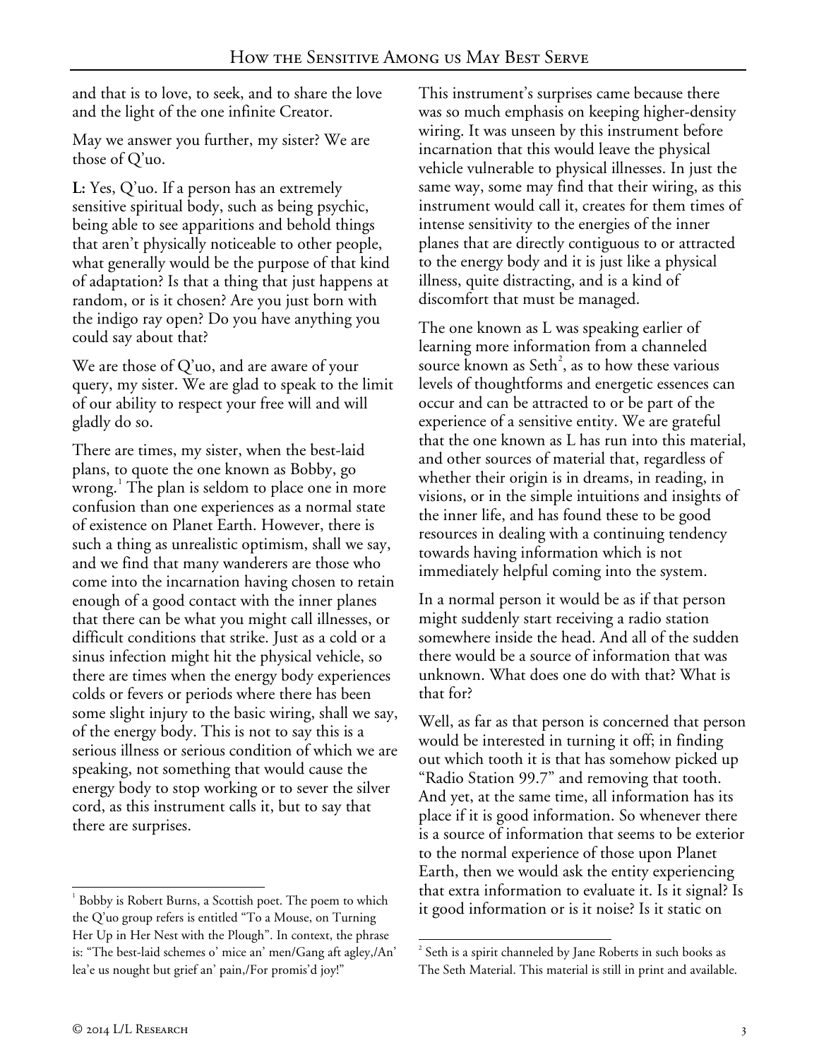and that is to love, to seek, and to share the love and the light of the one infinite Creator.

May we answer you further, my sister? We are those of Q'uo.

**L:** Yes, Q'uo. If a person has an extremely sensitive spiritual body, such as being psychic, being able to see apparitions and behold things that aren't physically noticeable to other people, what generally would be the purpose of that kind of adaptation? Is that a thing that just happens at random, or is it chosen? Are you just born with the indigo ray open? Do you have anything you could say about that?

We are those of Q'uo, and are aware of your query, my sister. We are glad to speak to the limit of our ability to respect your free will and will gladly do so.

There are times, my sister, when the best-laid plans, to quote the one known as Bobby, go wrong.[1] The plan is seldom to place one in more confusion than one experiences as a normal state of existence on Planet Earth. However, there is such a thing as unrealistic optimism, shall we say, and we find that many wanderers are those who come into the incarnation having chosen to retain enough of a good contact with the inner planes that there can be what you might call illnesses, or difficult conditions that strike. Just as a cold or a sinus infection might hit the physical vehicle, so there are times when the energy body experiences colds or fevers or periods where there has been some slight injury to the basic wiring, shall we say, of the energy body. This is not to say this is a serious illness or serious condition of which we are speaking, not something that would cause the energy body to stop working or to sever the silver cord, as this instrument calls it, but to say that there are surprises.

This instrument's surprises came because there was so much emphasis on keeping higher-density wiring. It was unseen by this instrument before incarnation that this would leave the physical vehicle vulnerable to physical illnesses. In just the same way, some may find that their wiring, as this instrument would call it, creates for them times of intense sensitivity to the energies of the inner planes that are directly contiguous to or attracted to the energy body and it is just like a physical illness, quite distracting, and is a kind of discomfort that must be managed.

The one known as L was speaking earlier of learning more information from a channeled source known as Seth[2], as to how these various levels of thoughtforms and energetic essences can occur and can be attracted to or be part of the experience of a sensitive entity. We are grateful that the one known as L has run into this material, and other sources of material that, regardless of whether their origin is in dreams, in reading, in visions, or in the simple intuitions and insights of the inner life, and has found these to be good resources in dealing with a continuing tendency towards having information which is not immediately helpful coming into the system.

In a normal person it would be as if that person might suddenly start receiving a radio station somewhere inside the head. And all of the sudden there would be a source of information that was unknown. What does one do with that? What is that for?

Well, as far as that person is concerned that person would be interested in turning it off; in finding out which tooth it is that has somehow picked up "Radio Station 99.7" and removing that tooth. And yet, at the same time, all information has its place if it is good information. So whenever there is a source of information that seems to be exterior to the normal experience of those upon Planet Earth, then we would ask the entity experiencing that extra information to evaluate it. Is it signal? Is it good information or is it noise? Is it static on

---

[1] Bobby is Robert Burns, a Scottish poet. The poem to which the Q'uo group refers is entitled "To a Mouse, on Turning Her Up in Her Nest with the Plough". In context, the phrase is: "The best-laid schemes o' mice an' men/Gang aft agley,/An' lea'e us nought but grief an' pain,/For promis'd joy!"

[2] Seth is a spirit channeled by Jane Roberts in such books as The Seth Material. This material is still in print and available.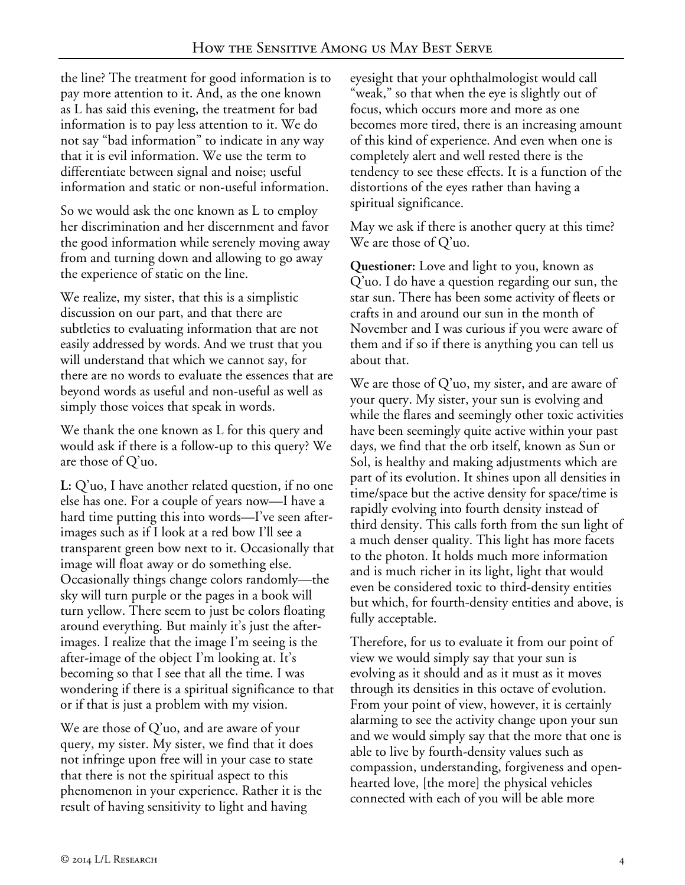the line? The treatment for good information is to pay more attention to it. And, as the one known as L has said this evening, the treatment for bad information is to pay less attention to it. We do not say "bad information" to indicate in any way that it is evil information. We use the term to differentiate between signal and noise; useful information and static or non-useful information.

So we would ask the one known as L to employ her discrimination and her discernment and favor the good information while serenely moving away from and turning down and allowing to go away the experience of static on the line.

We realize, my sister, that this is a simplistic discussion on our part, and that there are subtleties to evaluating information that are not easily addressed by words. And we trust that you will understand that which we cannot say, for there are no words to evaluate the essences that are beyond words as useful and non-useful as well as simply those voices that speak in words.

We thank the one known as L for this query and would ask if there is a follow-up to this query? We are those of Q'uo.

**L:** Q'uo, I have another related question, if no one else has one. For a couple of years now—I have a hard time putting this into words—I've seen after-images such as if I look at a red bow I'll see a transparent green bow next to it. Occasionally that image will float away or do something else. Occasionally things change colors randomly—the sky will turn purple or the pages in a book will turn yellow. There seem to just be colors floating around everything. But mainly it's just the after-images. I realize that the image I'm seeing is the after-image of the object I'm looking at. It's becoming so that I see that all the time. I was wondering if there is a spiritual significance to that or if that is just a problem with my vision.

We are those of Q'uo, and are aware of your query, my sister. My sister, we find that it does not infringe upon free will in your case to state that there is not the spiritual aspect to this phenomenon in your experience. Rather it is the result of having sensitivity to light and having eyesight that your ophthalmologist would call "weak," so that when the eye is slightly out of focus, which occurs more and more as one becomes more tired, there is an increasing amount of this kind of experience. And even when one is completely alert and well rested there is the tendency to see these effects. It is a function of the distortions of the eyes rather than having a spiritual significance.

May we ask if there is another query at this time? We are those of Q'uo.

**Questioner:** Love and light to you, known as Q'uo. I do have a question regarding our sun, the star sun. There has been some activity of fleets or crafts in and around our sun in the month of November and I was curious if you were aware of them and if so if there is anything you can tell us about that.

We are those of Q'uo, my sister, and are aware of your query. My sister, your sun is evolving and while the flares and seemingly other toxic activities have been seemingly quite active within your past days, we find that the orb itself, known as Sun or Sol, is healthy and making adjustments which are part of its evolution. It shines upon all densities in time/space but the active density for space/time is rapidly evolving into fourth density instead of third density. This calls forth from the sun light of a much denser quality. This light has more facets to the photon. It holds much more information and is much richer in its light, light that would even be considered toxic to third-density entities but which, for fourth-density entities and above, is fully acceptable.

Therefore, for us to evaluate it from our point of view we would simply say that your sun is evolving as it should and as it must as it moves through its densities in this octave of evolution. From your point of view, however, it is certainly alarming to see the activity change upon your sun and we would simply say that the more that one is able to live by fourth-density values such as compassion, understanding, forgiveness and open-hearted love, [the more] the physical vehicles connected with each of you will be able more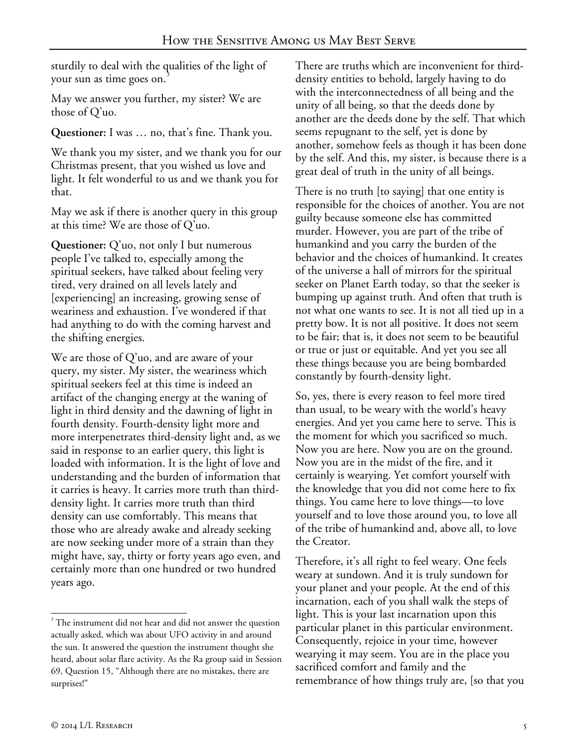sturdily to deal with the qualities of the light of your sun as time goes on.[3]

May we answer you further, my sister? We are those of Q'uo.

**Questioner:** I was … no, that's fine. Thank you.

We thank you my sister, and we thank you for our Christmas present, that you wished us love and light. It felt wonderful to us and we thank you for that.

May we ask if there is another query in this group at this time? We are those of Q'uo.

**Questioner:** Q'uo, not only I but numerous people I've talked to, especially among the spiritual seekers, have talked about feeling very tired, very drained on all levels lately and [experiencing] an increasing, growing sense of weariness and exhaustion. I've wondered if that had anything to do with the coming harvest and the shifting energies.

We are those of Q'uo, and are aware of your query, my sister. My sister, the weariness which spiritual seekers feel at this time is indeed an artifact of the changing energy at the waning of light in third density and the dawning of light in fourth density. Fourth-density light more and more interpenetrates third-density light and, as we said in response to an earlier query, this light is loaded with information. It is the light of love and understanding and the burden of information that it carries is heavy. It carries more truth than third-density light. It carries more truth than third density can use comfortably. This means that those who are already awake and already seeking are now seeking under more of a strain than they might have, say, thirty or forty years ago even, and certainly more than one hundred or two hundred years ago.

There are truths which are inconvenient for third-density entities to behold, largely having to do with the interconnectedness of all being and the unity of all being, so that the deeds done by another are the deeds done by the self. That which seems repugnant to the self, yet is done by another, somehow feels as though it has been done by the self. And this, my sister, is because there is a great deal of truth in the unity of all beings.

There is no truth [to saying] that one entity is responsible for the choices of another. You are not guilty because someone else has committed murder. However, you are part of the tribe of humankind and you carry the burden of the behavior and the choices of humankind. It creates of the universe a hall of mirrors for the spiritual seeker on Planet Earth today, so that the seeker is bumping up against truth. And often that truth is not what one wants to see. It is not all tied up in a pretty bow. It is not all positive. It does not seem to be fair; that is, it does not seem to be beautiful or true or just or equitable. And yet you see all these things because you are being bombarded constantly by fourth-density light.

So, yes, there is every reason to feel more tired than usual, to be weary with the world's heavy energies. And yet you came here to serve. This is the moment for which you sacrificed so much. Now you are here. Now you are on the ground. Now you are in the midst of the fire, and it certainly is wearying. Yet comfort yourself with the knowledge that you did not come here to fix things. You came here to love things—to love yourself and to love those around you, to love all of the tribe of humankind and, above all, to love the Creator.

Therefore, it's all right to feel weary. One feels weary at sundown. And it is truly sundown for your planet and your people. At the end of this incarnation, each of you shall walk the steps of light. This is your last incarnation upon this particular planet in this particular environment. Consequently, rejoice in your time, however wearying it may seem. You are in the place you sacrificed comfort and family and the remembrance of how things truly are, [so that you

[3] The instrument did not hear and did not answer the question actually asked, which was about UFO activity in and around the sun. It answered the question the instrument thought she heard, about solar flare activity. As the Ra group said in Session 69, Question 15, "Although there are no mistakes, there are surprises!"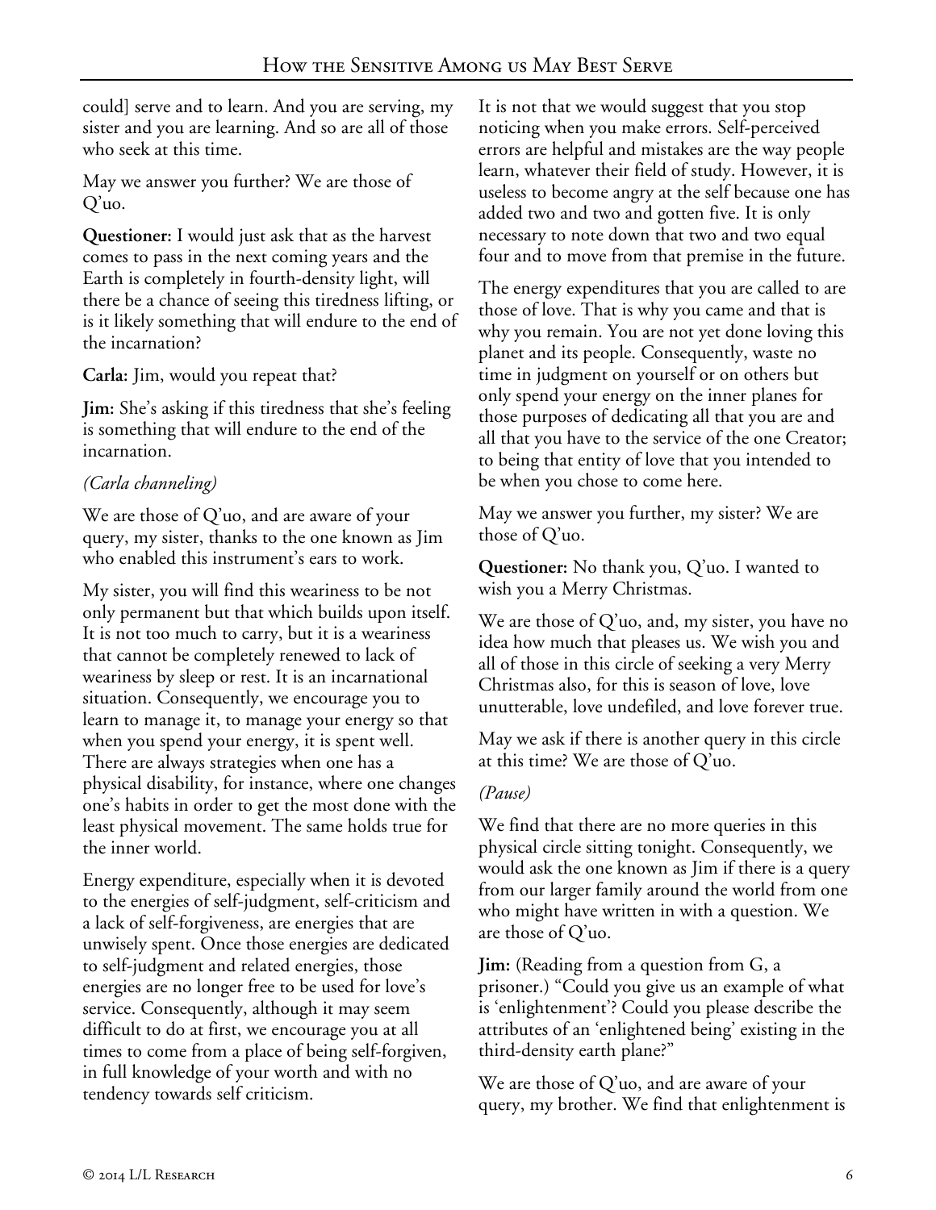could] serve and to learn. And you are serving, my sister and you are learning. And so are all of those who seek at this time.

May we answer you further? We are those of Q'uo.

**Questioner:** I would just ask that as the harvest comes to pass in the next coming years and the Earth is completely in fourth-density light, will there be a chance of seeing this tiredness lifting, or is it likely something that will endure to the end of the incarnation?

**Carla:** Jim, would you repeat that?

**Jim:** She's asking if this tiredness that she's feeling is something that will endure to the end of the incarnation.

*(Carla channeling)*

We are those of Q'uo, and are aware of your query, my sister, thanks to the one known as Jim who enabled this instrument's ears to work.

My sister, you will find this weariness to be not only permanent but that which builds upon itself. It is not too much to carry, but it is a weariness that cannot be completely renewed to lack of weariness by sleep or rest. It is an incarnational situation. Consequently, we encourage you to learn to manage it, to manage your energy so that when you spend your energy, it is spent well. There are always strategies when one has a physical disability, for instance, where one changes one's habits in order to get the most done with the least physical movement. The same holds true for the inner world.

Energy expenditure, especially when it is devoted to the energies of self-judgment, self-criticism and a lack of self-forgiveness, are energies that are unwisely spent. Once those energies are dedicated to self-judgment and related energies, those energies are no longer free to be used for love's service. Consequently, although it may seem difficult to do at first, we encourage you at all times to come from a place of being self-forgiven, in full knowledge of your worth and with no tendency towards self criticism.

It is not that we would suggest that you stop noticing when you make errors. Self-perceived errors are helpful and mistakes are the way people learn, whatever their field of study. However, it is useless to become angry at the self because one has added two and two and gotten five. It is only necessary to note down that two and two equal four and to move from that premise in the future.

The energy expenditures that you are called to are those of love. That is why you came and that is why you remain. You are not yet done loving this planet and its people. Consequently, waste no time in judgment on yourself or on others but only spend your energy on the inner planes for those purposes of dedicating all that you are and all that you have to the service of the one Creator; to being that entity of love that you intended to be when you chose to come here.

May we answer you further, my sister? We are those of Q'uo.

**Questioner:** No thank you, Q'uo. I wanted to wish you a Merry Christmas.

We are those of Q'uo, and, my sister, you have no idea how much that pleases us. We wish you and all of those in this circle of seeking a very Merry Christmas also, for this is season of love, love unutterable, love undefiled, and love forever true.

May we ask if there is another query in this circle at this time? We are those of Q'uo.

*(Pause)*

We find that there are no more queries in this physical circle sitting tonight. Consequently, we would ask the one known as Jim if there is a query from our larger family around the world from one who might have written in with a question. We are those of Q'uo.

**Jim:** (Reading from a question from G, a prisoner.) "Could you give us an example of what is 'enlightenment'? Could you please describe the attributes of an 'enlightened being' existing in the third-density earth plane?"

We are those of Q'uo, and are aware of your query, my brother. We find that enlightenment is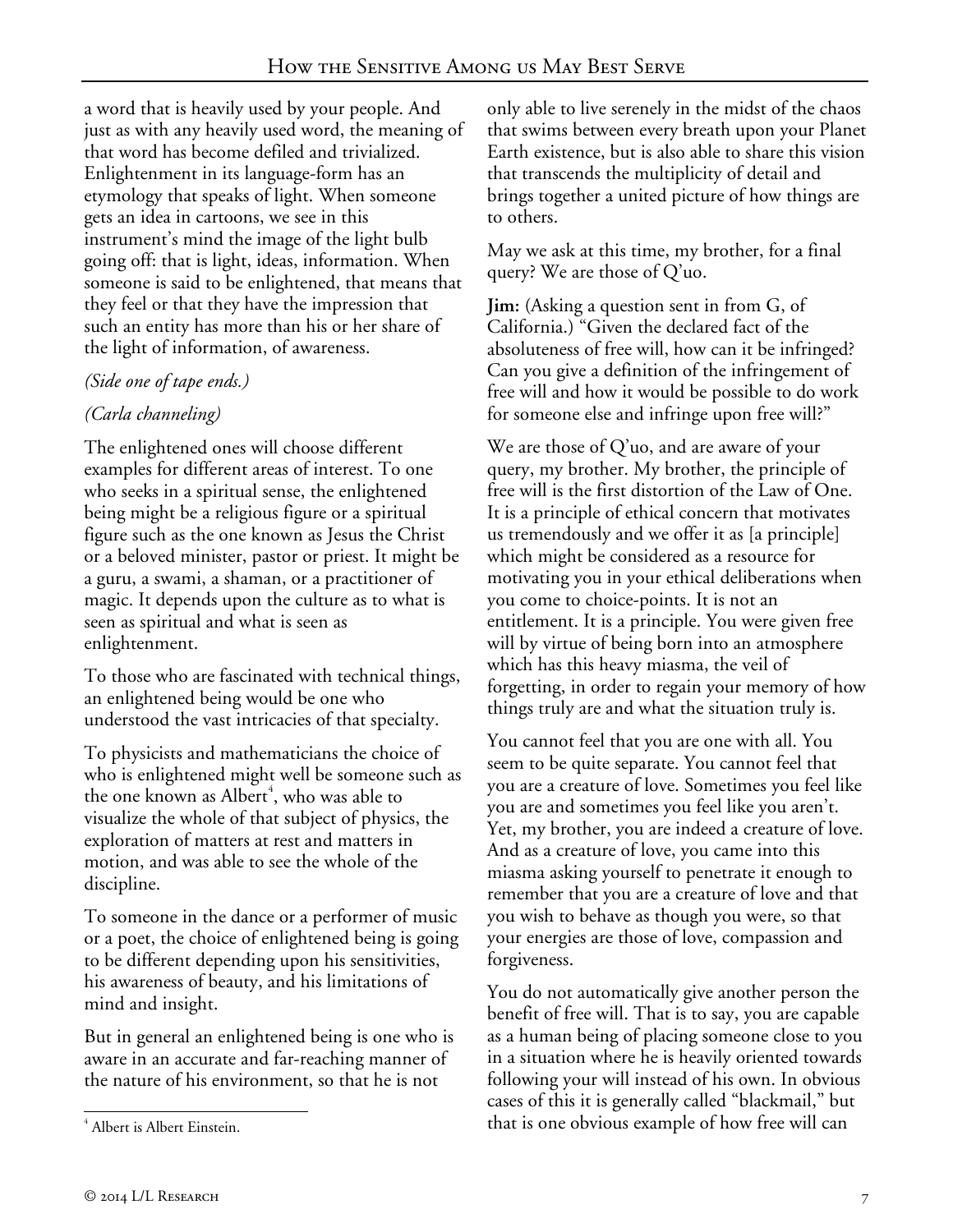a word that is heavily used by your people. And just as with any heavily used word, the meaning of that word has become defiled and trivialized. Enlightenment in its language-form has an etymology that speaks of light. When someone gets an idea in cartoons, we see in this instrument's mind the image of the light bulb going off: that is light, ideas, information. When someone is said to be enlightened, that means that they feel or that they have the impression that such an entity has more than his or her share of the light of information, of awareness.

*(Side one of tape ends.)*

*(Carla channeling)*

The enlightened ones will choose different examples for different areas of interest. To one who seeks in a spiritual sense, the enlightened being might be a religious figure or a spiritual figure such as the one known as Jesus the Christ or a beloved minister, pastor or priest. It might be a guru, a swami, a shaman, or a practitioner of magic. It depends upon the culture as to what is seen as spiritual and what is seen as enlightenment.

To those who are fascinated with technical things, an enlightened being would be one who understood the vast intricacies of that specialty.

To physicists and mathematicians the choice of who is enlightened might well be someone such as the one known as Albert[4], who was able to visualize the whole of that subject of physics, the exploration of matters at rest and matters in motion, and was able to see the whole of the discipline.

To someone in the dance or a performer of music or a poet, the choice of enlightened being is going to be different depending upon his sensitivities, his awareness of beauty, and his limitations of mind and insight.

But in general an enlightened being is one who is aware in an accurate and far-reaching manner of the nature of his environment, so that he is not only able to live serenely in the midst of the chaos that swims between every breath upon your Planet Earth existence, but is also able to share this vision that transcends the multiplicity of detail and brings together a united picture of how things are to others.

May we ask at this time, my brother, for a final query? We are those of Q'uo.

**Jim:** (Asking a question sent in from G, of California.) "Given the declared fact of the absoluteness of free will, how can it be infringed? Can you give a definition of the infringement of free will and how it would be possible to do work for someone else and infringe upon free will?"

We are those of Q'uo, and are aware of your query, my brother. My brother, the principle of free will is the first distortion of the Law of One. It is a principle of ethical concern that motivates us tremendously and we offer it as [a principle] which might be considered as a resource for motivating you in your ethical deliberations when you come to choice-points. It is not an entitlement. It is a principle. You were given free will by virtue of being born into an atmosphere which has this heavy miasma, the veil of forgetting, in order to regain your memory of how things truly are and what the situation truly is.

You cannot feel that you are one with all. You seem to be quite separate. You cannot feel that you are a creature of love. Sometimes you feel like you are and sometimes you feel like you aren't. Yet, my brother, you are indeed a creature of love. And as a creature of love, you came into this miasma asking yourself to penetrate it enough to remember that you are a creature of love and that you wish to behave as though you were, so that your energies are those of love, compassion and forgiveness.

You do not automatically give another person the benefit of free will. That is to say, you are capable as a human being of placing someone close to you in a situation where he is heavily oriented towards following your will instead of his own. In obvious cases of this it is generally called "blackmail," but that is one obvious example of how free will can

[4] Albert is Albert Einstein.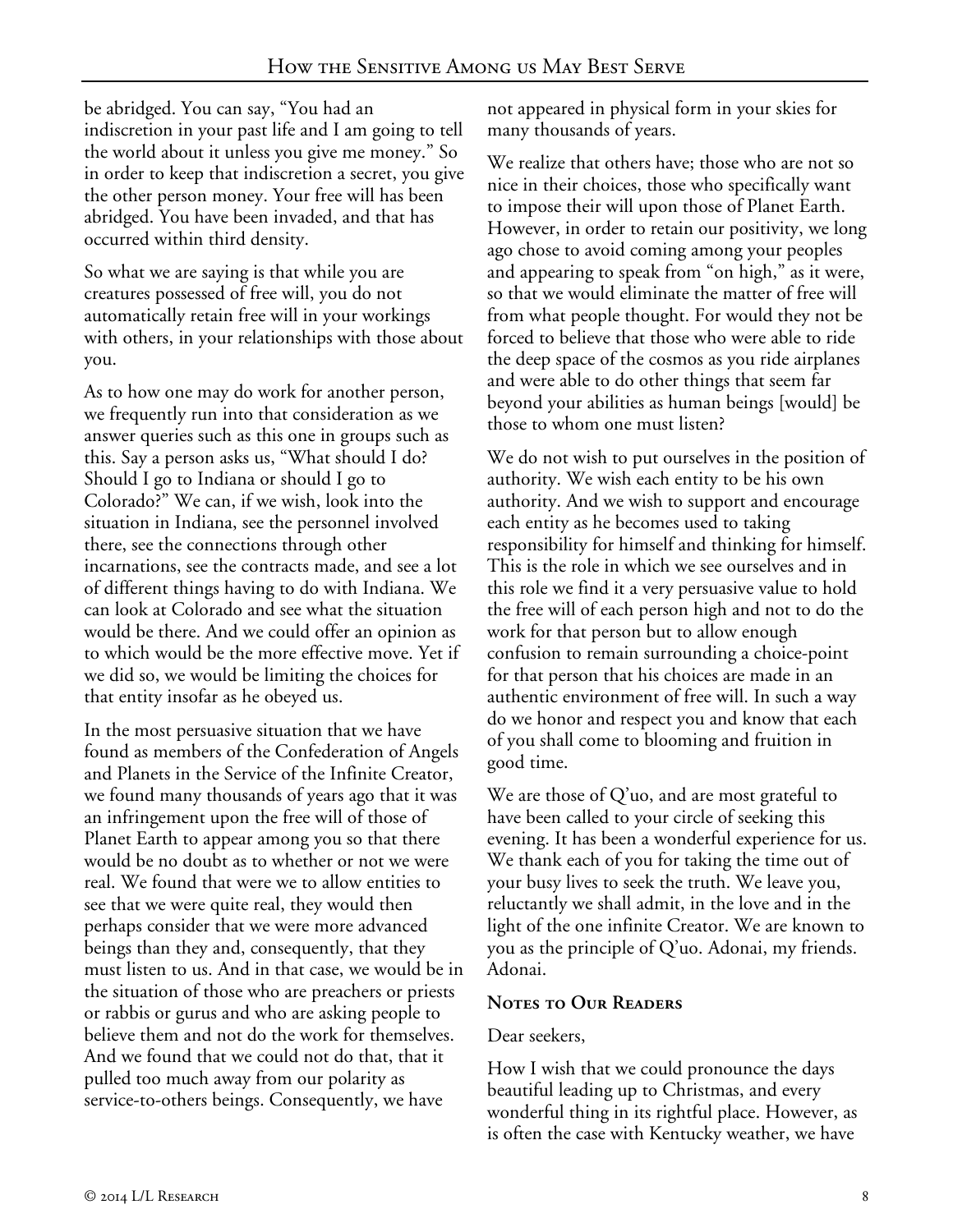be abridged. You can say, "You had an indiscretion in your past life and I am going to tell the world about it unless you give me money." So in order to keep that indiscretion a secret, you give the other person money. Your free will has been abridged. You have been invaded, and that has occurred within third density.

So what we are saying is that while you are creatures possessed of free will, you do not automatically retain free will in your workings with others, in your relationships with those about you.

As to how one may do work for another person, we frequently run into that consideration as we answer queries such as this one in groups such as this. Say a person asks us, "What should I do? Should I go to Indiana or should I go to Colorado?" We can, if we wish, look into the situation in Indiana, see the personnel involved there, see the connections through other incarnations, see the contracts made, and see a lot of different things having to do with Indiana. We can look at Colorado and see what the situation would be there. And we could offer an opinion as to which would be the more effective move. Yet if we did so, we would be limiting the choices for that entity insofar as he obeyed us.

In the most persuasive situation that we have found as members of the Confederation of Angels and Planets in the Service of the Infinite Creator, we found many thousands of years ago that it was an infringement upon the free will of those of Planet Earth to appear among you so that there would be no doubt as to whether or not we were real. We found that were we to allow entities to see that we were quite real, they would then perhaps consider that we were more advanced beings than they and, consequently, that they must listen to us. And in that case, we would be in the situation of those who are preachers or priests or rabbis or gurus and who are asking people to believe them and not do the work for themselves. And we found that we could not do that, that it pulled too much away from our polarity as service-to-others beings. Consequently, we have not appeared in physical form in your skies for many thousands of years.

We realize that others have; those who are not so nice in their choices, those who specifically want to impose their will upon those of Planet Earth. However, in order to retain our positivity, we long ago chose to avoid coming among your peoples and appearing to speak from "on high," as it were, so that we would eliminate the matter of free will from what people thought. For would they not be forced to believe that those who were able to ride the deep space of the cosmos as you ride airplanes and were able to do other things that seem far beyond your abilities as human beings [would] be those to whom one must listen?

We do not wish to put ourselves in the position of authority. We wish each entity to be his own authority. And we wish to support and encourage each entity as he becomes used to taking responsibility for himself and thinking for himself. This is the role in which we see ourselves and in this role we find it a very persuasive value to hold the free will of each person high and not to do the work for that person but to allow enough confusion to remain surrounding a choice-point for that person that his choices are made in an authentic environment of free will. In such a way do we honor and respect you and know that each of you shall come to blooming and fruition in good time.

We are those of Q'uo, and are most grateful to have been called to your circle of seeking this evening. It has been a wonderful experience for us. We thank each of you for taking the time out of your busy lives to seek the truth. We leave you, reluctantly we shall admit, in the love and in the light of the one infinite Creator. We are known to you as the principle of Q'uo. Adonai, my friends. Adonai.

## Notes to Our Readers

Dear seekers,

How I wish that we could pronounce the days beautiful leading up to Christmas, and every wonderful thing in its rightful place. However, as is often the case with Kentucky weather, we have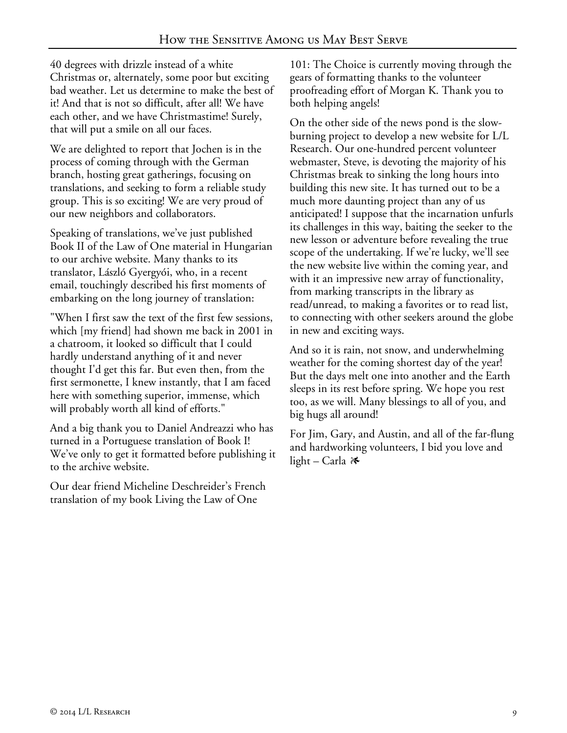40 degrees with drizzle instead of a white Christmas or, alternately, some poor but exciting bad weather. Let us determine to make the best of it! And that is not so difficult, after all! We have each other, and we have Christmastime! Surely, that will put a smile on all our faces.

We are delighted to report that Jochen is in the process of coming through with the German branch, hosting great gatherings, focusing on translations, and seeking to form a reliable study group. This is so exciting! We are very proud of our new neighbors and collaborators.

Speaking of translations, we've just published Book II of the Law of One material in Hungarian to our archive website. Many thanks to its translator, László Gyergyói, who, in a recent email, touchingly described his first moments of embarking on the long journey of translation:

"When I first saw the text of the first few sessions, which [my friend] had shown me back in 2001 in a chatroom, it looked so difficult that I could hardly understand anything of it and never thought I'd get this far. But even then, from the first sermonette, I knew instantly, that I am faced here with something superior, immense, which will probably worth all kind of efforts."

And a big thank you to Daniel Andreazzi who has turned in a Portuguese translation of Book I! We've only to get it formatted before publishing it to the archive website.

Our dear friend Micheline Deschreider's French translation of my book Living the Law of One 101: The Choice is currently moving through the gears of formatting thanks to the volunteer proofreading effort of Morgan K. Thank you to both helping angels!

On the other side of the news pond is the slow-burning project to develop a new website for L/L Research. Our one-hundred percent volunteer webmaster, Steve, is devoting the majority of his Christmas break to sinking the long hours into building this new site. It has turned out to be a much more daunting project than any of us anticipated! I suppose that the incarnation unfurls its challenges in this way, baiting the seeker to the new lesson or adventure before revealing the true scope of the undertaking. If we're lucky, we'll see the new website live within the coming year, and with it an impressive new array of functionality, from marking transcripts in the library as read/unread, to making a favorites or to read list, to connecting with other seekers around the globe in new and exciting ways.

And so it is rain, not snow, and underwhelming weather for the coming shortest day of the year! But the days melt one into another and the Earth sleeps in its rest before spring. We hope you rest too, as we will. Many blessings to all of you, and big hugs all around!

For Jim, Gary, and Austin, and all of the far-flung and hardworking volunteers, I bid you love and light – Carla ☙